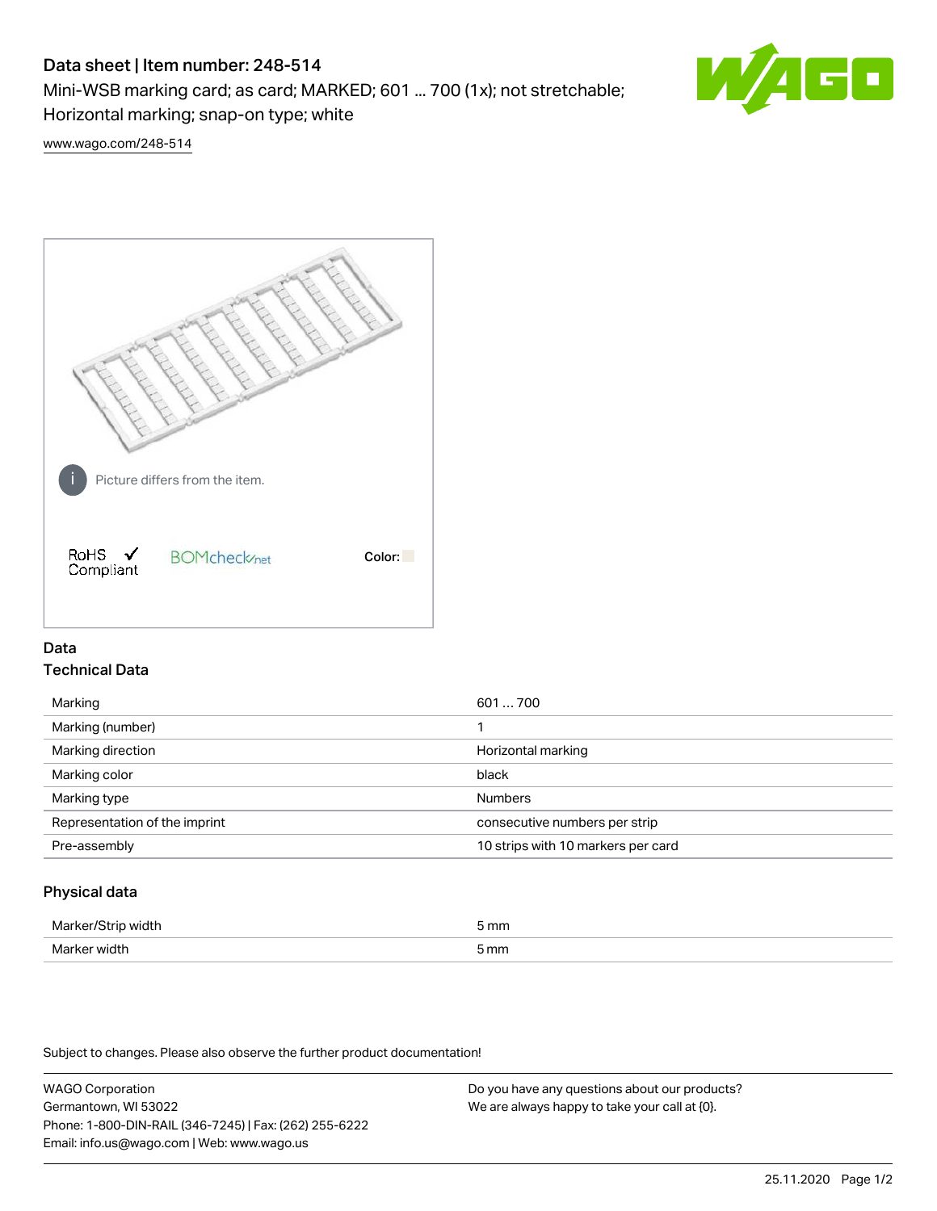# Data sheet | Item number: 248-514

Mini-WSB marking card; as card; MARKED; 601 ... 700 (1x); not stretchable; Horizontal marking; snap-on type; white

www.wago.com/248-514

Picture differs from the item.

RoHS ✓ Compliant

BOMcheck.net

Color:

## Data

### Technical Data

| | |
|---|---|
| Marking | 601 … 700 |
| Marking (number) | 1 |
| Marking direction | Horizontal marking |
| Marking color | black |
| Marking type | Numbers |
| Representation of the imprint | consecutive numbers per strip |
| Pre-assembly | 10 strips with 10 markers per card |

### Physical data

| | |
|---|---|
| Marker/Strip width | 5 mm |
| Marker width | 5 mm |

Subject to changes. Please also observe the further product documentation!

WAGO Corporation
Germantown, WI 53022
Phone: 1-800-DIN-RAIL (346-7245) | Fax: (262) 255-6222
Email: info.us@wago.com | Web: www.wago.us

Do you have any questions about our products?
We are always happy to take your call at {0}.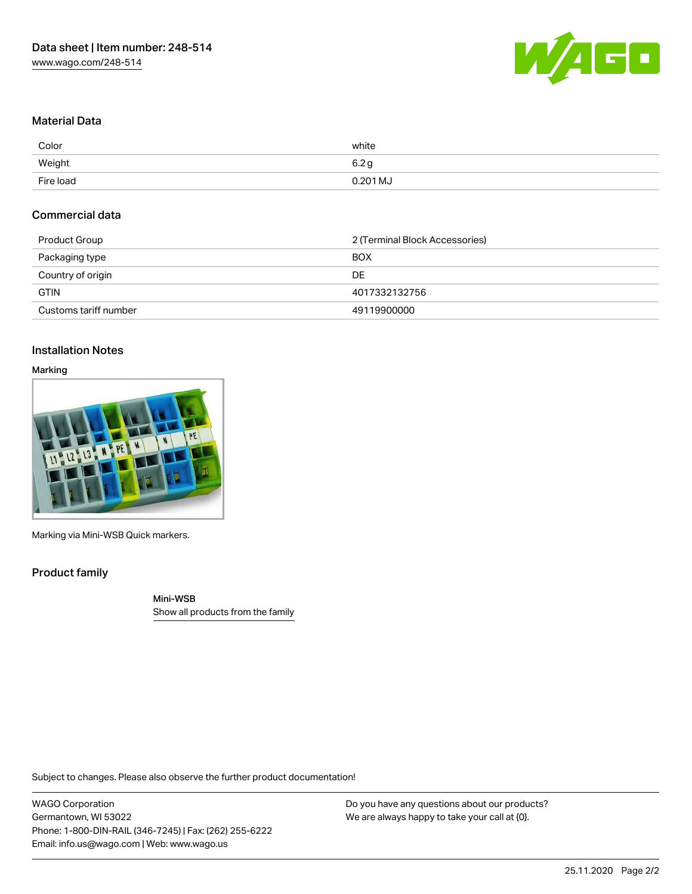Data sheet | Item number: 248-514

www.wago.com/248-514

## Material Data

| | |
|---|---|
| Color | white |
| Weight | 6.2 g |
| Fire load | 0.201 MJ |

## Commercial data

| | |
|---|---|
| Product Group | 2 (Terminal Block Accessories) |
| Packaging type | BOX |
| Country of origin | DE |
| GTIN | 4017332132756 |
| Customs tariff number | 49119900000 |

## Installation Notes

### Marking

Marking via Mini-WSB Quick markers.

## Product family

Mini-WSB

Show all products from the family

Subject to changes. Please also observe the further product documentation!

WAGO Corporation
Germantown, WI 53022
Phone: 1-800-DIN-RAIL (346-7245) | Fax: (262) 255-6222
Email: info.us@wago.com | Web: www.wago.us

Do you have any questions about our products?
We are always happy to take your call at {0}.

25.11.2020